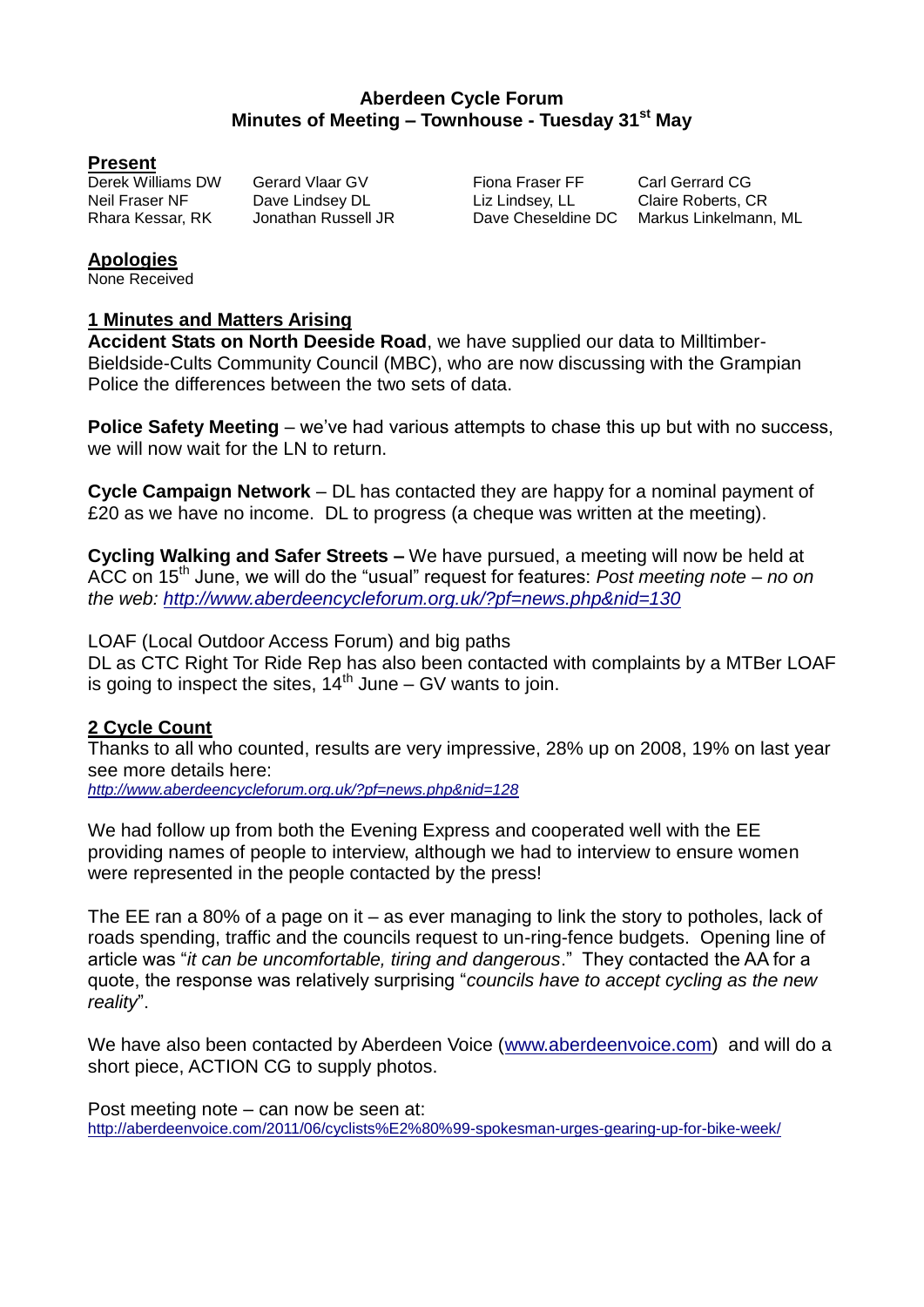**Aberdeen Cycle Forum**
**Minutes of Meeting – Townhouse - Tuesday 31st May**

## Present

| | | | |
|---|---|---|---|
| Derek Williams DW | Gerard Vlaar GV | Fiona Fraser FF | Carl Gerrard CG |
| Neil Fraser NF | Dave Lindsey DL | Liz Lindsey, LL | Claire Roberts, CR |
| Rhara Kessar, RK | Jonathan Russell JR | Dave Cheseldine DC | Markus Linkelmann, ML |

## Apologies

None Received

## 1 Minutes and Matters Arising

**Accident Stats on North Deeside Road**, we have supplied our data to Milltimber-Bieldside-Cults Community Council (MBC), who are now discussing with the Grampian Police the differences between the two sets of data.

**Police Safety Meeting** – we've had various attempts to chase this up but with no success, we will now wait for the LN to return.

**Cycle Campaign Network** – DL has contacted they are happy for a nominal payment of £20 as we have no income. DL to progress (a cheque was written at the meeting).

**Cycling Walking and Safer Streets –** We have pursued, a meeting will now be held at ACC on 15th June, we will do the "usual" request for features: *Post meeting note – no on the web: http://www.aberdeencycleforum.org.uk/?pf=news.php&nid=130*

LOAF (Local Outdoor Access Forum) and big paths
DL as CTC Right Tor Ride Rep has also been contacted with complaints by a MTBer LOAF is going to inspect the sites, 14th June – GV wants to join.

## 2 Cycle Count

Thanks to all who counted, results are very impressive, 28% up on 2008, 19% on last year see more details here:
*http://www.aberdeencycleforum.org.uk/?pf=news.php&nid=128*

We had follow up from both the Evening Express and cooperated well with the EE providing names of people to interview, although we had to interview to ensure women were represented in the people contacted by the press!

The EE ran a 80% of a page on it – as ever managing to link the story to potholes, lack of roads spending, traffic and the councils request to un-ring-fence budgets. Opening line of article was "*it can be uncomfortable, tiring and dangerous*." They contacted the AA for a quote, the response was relatively surprising "*councils have to accept cycling as the new reality*".

We have also been contacted by Aberdeen Voice (www.aberdeenvoice.com) and will do a short piece, ACTION CG to supply photos.

Post meeting note – can now be seen at:
http://aberdeenvoice.com/2011/06/cyclists%E2%80%99-spokesman-urges-gearing-up-for-bike-week/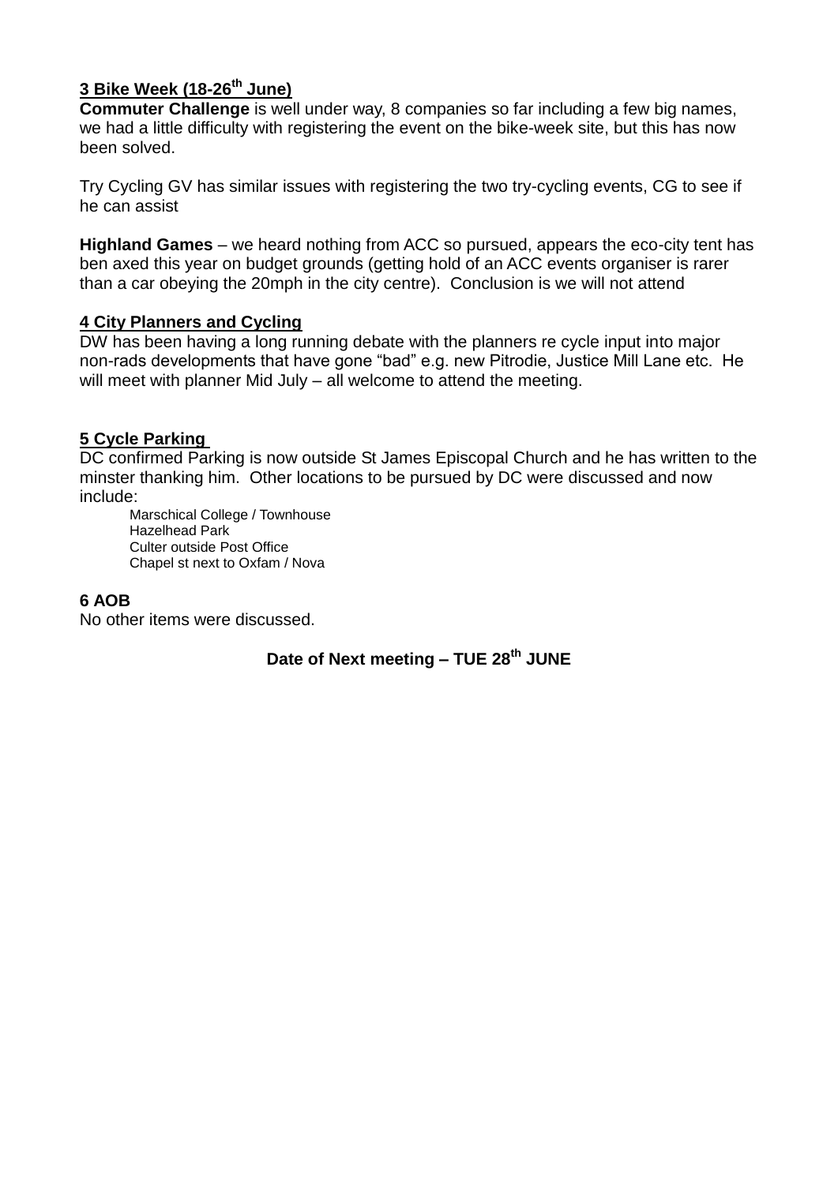**3 Bike Week (18-26th June)**

**Commuter Challenge** is well under way, 8 companies so far including a few big names, we had a little difficulty with registering the event on the bike-week site, but this has now been solved.

Try Cycling GV has similar issues with registering the two try-cycling events, CG to see if he can assist

**Highland Games** – we heard nothing from ACC so pursued, appears the eco-city tent has ben axed this year on budget grounds (getting hold of an ACC events organiser is rarer than a car obeying the 20mph in the city centre). Conclusion is we will not attend

**4 City Planners and Cycling**

DW has been having a long running debate with the planners re cycle input into major non-rads developments that have gone "bad" e.g. new Pitrodie, Justice Mill Lane etc. He will meet with planner Mid July – all welcome to attend the meeting.

**5 Cycle Parking**

DC confirmed Parking is now outside St James Episcopal Church and he has written to the minster thanking him. Other locations to be pursued by DC were discussed and now include:

- Marschical College / Townhouse
- Hazelhead Park
- Culter outside Post Office
- Chapel st next to Oxfam / Nova

**6 AOB**

No other items were discussed.

**Date of Next meeting – TUE 28th JUNE**